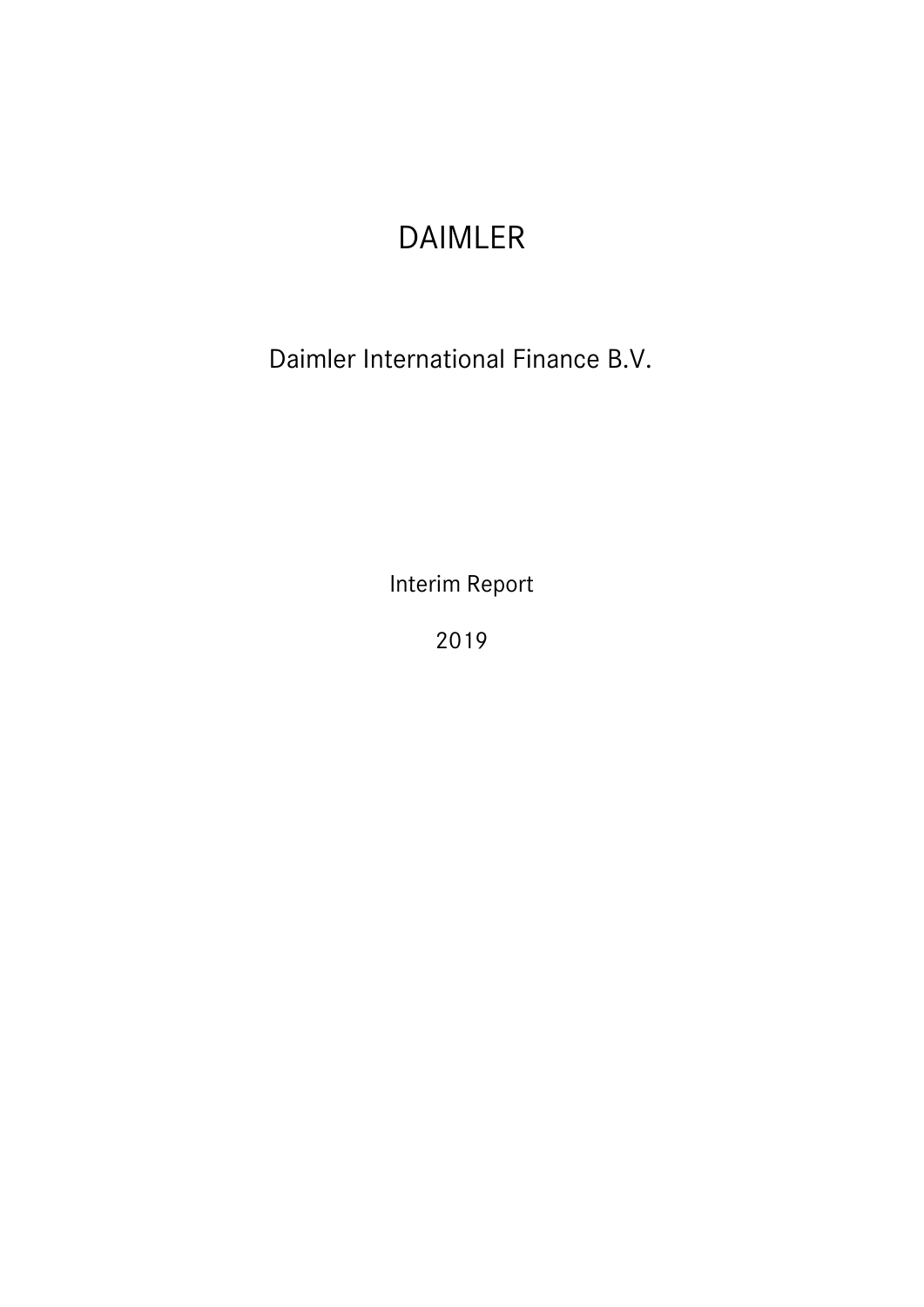# DAIMLER

## Daimler International Finance B.V.

Interim Report

2019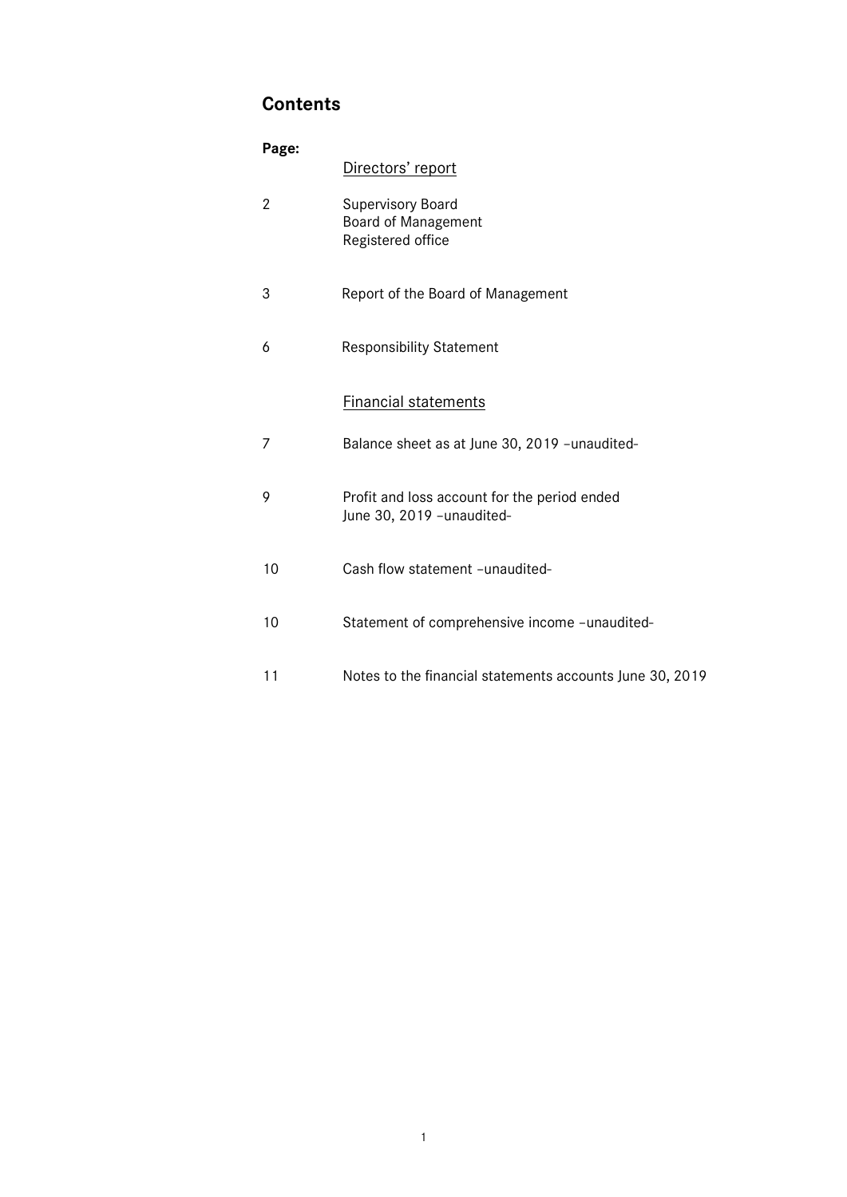# Contents

| Page: | |
|---|---|
| | Directors' report |
| 2 | Supervisory Board<br>Board of Management<br>Registered office |
| 3 | Report of the Board of Management |
| 6 | Responsibility Statement |
| | Financial statements |
| 7 | Balance sheet as at June 30, 2019 –unaudited- |
| 9 | Profit and loss account for the period ended June 30, 2019 –unaudited- |
| 10 | Cash flow statement –unaudited- |
| 10 | Statement of comprehensive income –unaudited- |
| 11 | Notes to the financial statements accounts June 30, 2019 |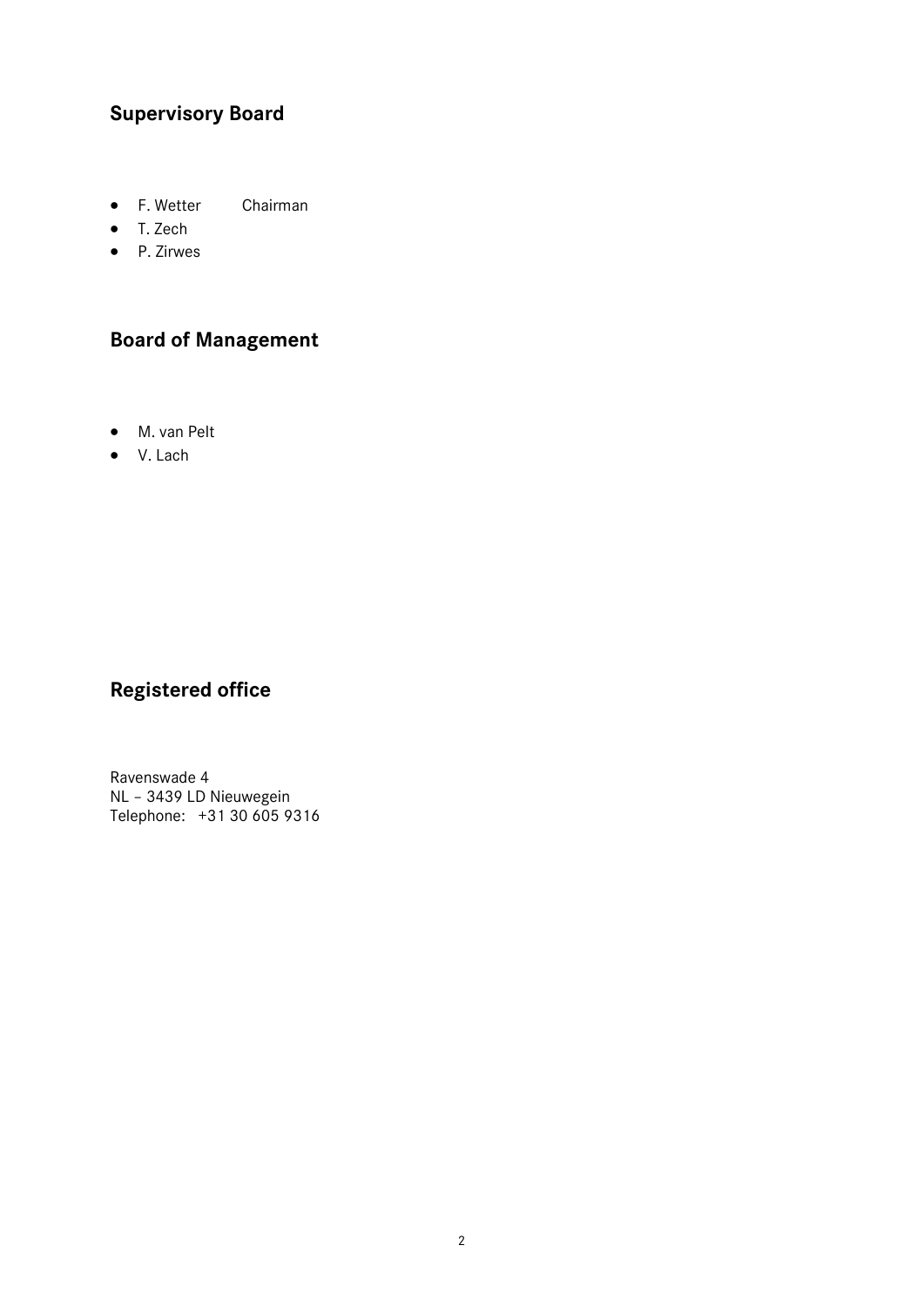## Supervisory Board

- F. Wetter Chairman
- T. Zech
- P. Zirwes

## Board of Management

- M. van Pelt
- V. Lach

## Registered office

Ravenswade 4
NL – 3439 LD Nieuwegein
Telephone: +31 30 605 9316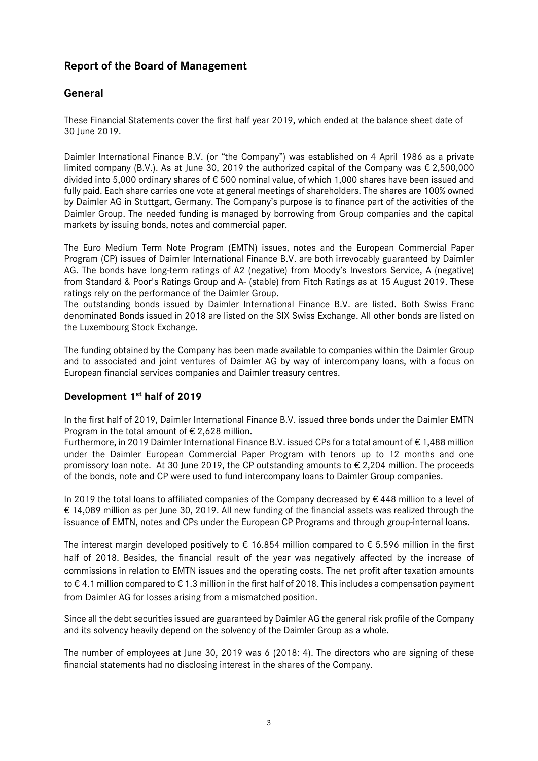## Report of the Board of Management

## General

These Financial Statements cover the first half year 2019, which ended at the balance sheet date of 30 June 2019.

Daimler International Finance B.V. (or "the Company") was established on 4 April 1986 as a private limited company (B.V.). As at June 30, 2019 the authorized capital of the Company was € 2,500,000 divided into 5,000 ordinary shares of € 500 nominal value, of which 1,000 shares have been issued and fully paid. Each share carries one vote at general meetings of shareholders. The shares are 100% owned by Daimler AG in Stuttgart, Germany. The Company's purpose is to finance part of the activities of the Daimler Group. The needed funding is managed by borrowing from Group companies and the capital markets by issuing bonds, notes and commercial paper.

The Euro Medium Term Note Program (EMTN) issues, notes and the European Commercial Paper Program (CP) issues of Daimler International Finance B.V. are both irrevocably guaranteed by Daimler AG. The bonds have long-term ratings of A2 (negative) from Moody's Investors Service, A (negative) from Standard & Poor's Ratings Group and A- (stable) from Fitch Ratings as at 15 August 2019. These ratings rely on the performance of the Daimler Group.
The outstanding bonds issued by Daimler International Finance B.V. are listed. Both Swiss Franc denominated Bonds issued in 2018 are listed on the SIX Swiss Exchange. All other bonds are listed on the Luxembourg Stock Exchange.

The funding obtained by the Company has been made available to companies within the Daimler Group and to associated and joint ventures of Daimler AG by way of intercompany loans, with a focus on European financial services companies and Daimler treasury centres.

### Development 1st half of 2019

In the first half of 2019, Daimler International Finance B.V. issued three bonds under the Daimler EMTN Program in the total amount of € 2,628 million.
Furthermore, in 2019 Daimler International Finance B.V. issued CPs for a total amount of € 1,488 million under the Daimler European Commercial Paper Program with tenors up to 12 months and one promissory loan note. At 30 June 2019, the CP outstanding amounts to € 2,204 million. The proceeds of the bonds, note and CP were used to fund intercompany loans to Daimler Group companies.

In 2019 the total loans to affiliated companies of the Company decreased by € 448 million to a level of € 14,089 million as per June 30, 2019. All new funding of the financial assets was realized through the issuance of EMTN, notes and CPs under the European CP Programs and through group-internal loans.

The interest margin developed positively to € 16.854 million compared to € 5.596 million in the first half of 2018. Besides, the financial result of the year was negatively affected by the increase of commissions in relation to EMTN issues and the operating costs. The net profit after taxation amounts to € 4.1 million compared to € 1.3 million in the first half of 2018. This includes a compensation payment from Daimler AG for losses arising from a mismatched position.

Since all the debt securities issued are guaranteed by Daimler AG the general risk profile of the Company and its solvency heavily depend on the solvency of the Daimler Group as a whole.

The number of employees at June 30, 2019 was 6 (2018: 4). The directors who are signing of these financial statements had no disclosing interest in the shares of the Company.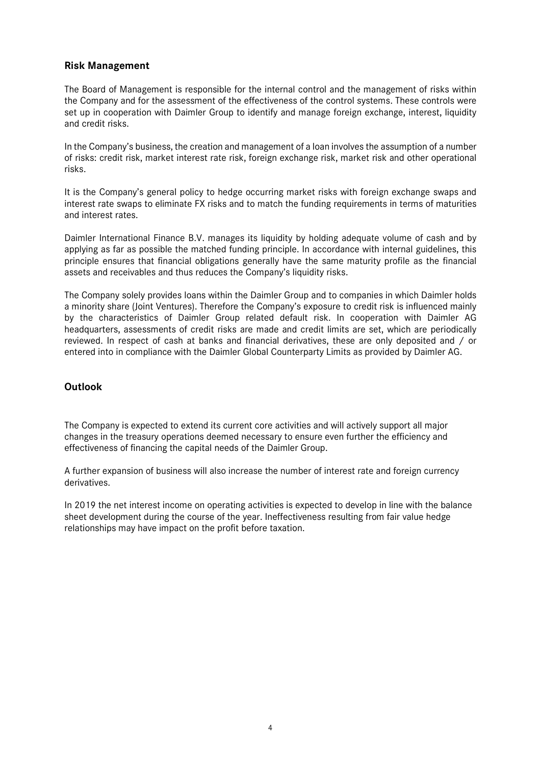## Risk Management

The Board of Management is responsible for the internal control and the management of risks within the Company and for the assessment of the effectiveness of the control systems. These controls were set up in cooperation with Daimler Group to identify and manage foreign exchange, interest, liquidity and credit risks.

In the Company's business, the creation and management of a loan involves the assumption of a number of risks: credit risk, market interest rate risk, foreign exchange risk, market risk and other operational risks.

It is the Company's general policy to hedge occurring market risks with foreign exchange swaps and interest rate swaps to eliminate FX risks and to match the funding requirements in terms of maturities and interest rates.

Daimler International Finance B.V. manages its liquidity by holding adequate volume of cash and by applying as far as possible the matched funding principle. In accordance with internal guidelines, this principle ensures that financial obligations generally have the same maturity profile as the financial assets and receivables and thus reduces the Company's liquidity risks.

The Company solely provides loans within the Daimler Group and to companies in which Daimler holds a minority share (Joint Ventures). Therefore the Company's exposure to credit risk is influenced mainly by the characteristics of Daimler Group related default risk. In cooperation with Daimler AG headquarters, assessments of credit risks are made and credit limits are set, which are periodically reviewed. In respect of cash at banks and financial derivatives, these are only deposited and / or entered into in compliance with the Daimler Global Counterparty Limits as provided by Daimler AG.

## Outlook

The Company is expected to extend its current core activities and will actively support all major changes in the treasury operations deemed necessary to ensure even further the efficiency and effectiveness of financing the capital needs of the Daimler Group.

A further expansion of business will also increase the number of interest rate and foreign currency derivatives.

In 2019 the net interest income on operating activities is expected to develop in line with the balance sheet development during the course of the year. Ineffectiveness resulting from fair value hedge relationships may have impact on the profit before taxation.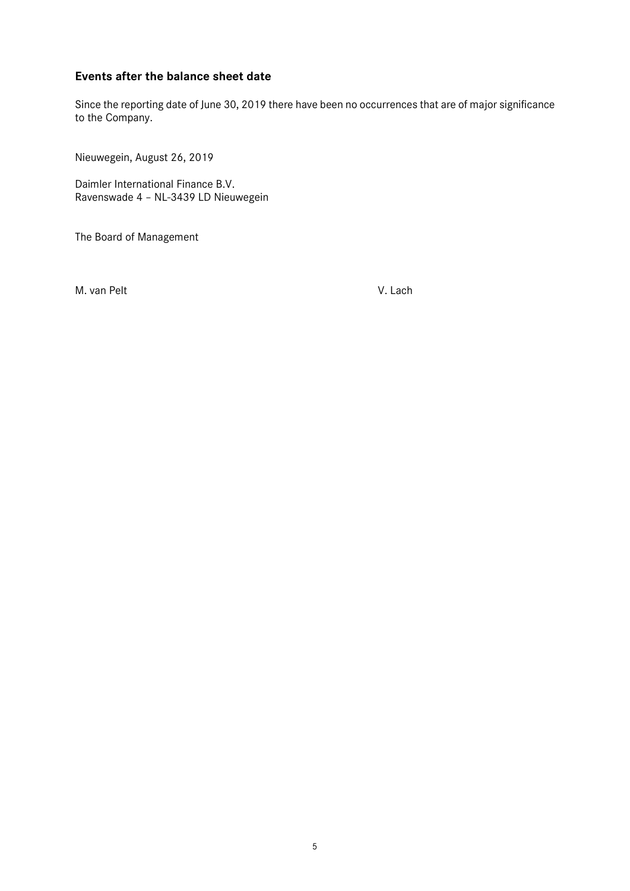## Events after the balance sheet date

Since the reporting date of June 30, 2019 there have been no occurrences that are of major significance to the Company.

Nieuwegein, August 26, 2019

Daimler International Finance B.V.
Ravenswade 4 – NL-3439 LD Nieuwegein

The Board of Management

M. van Pelt V. Lach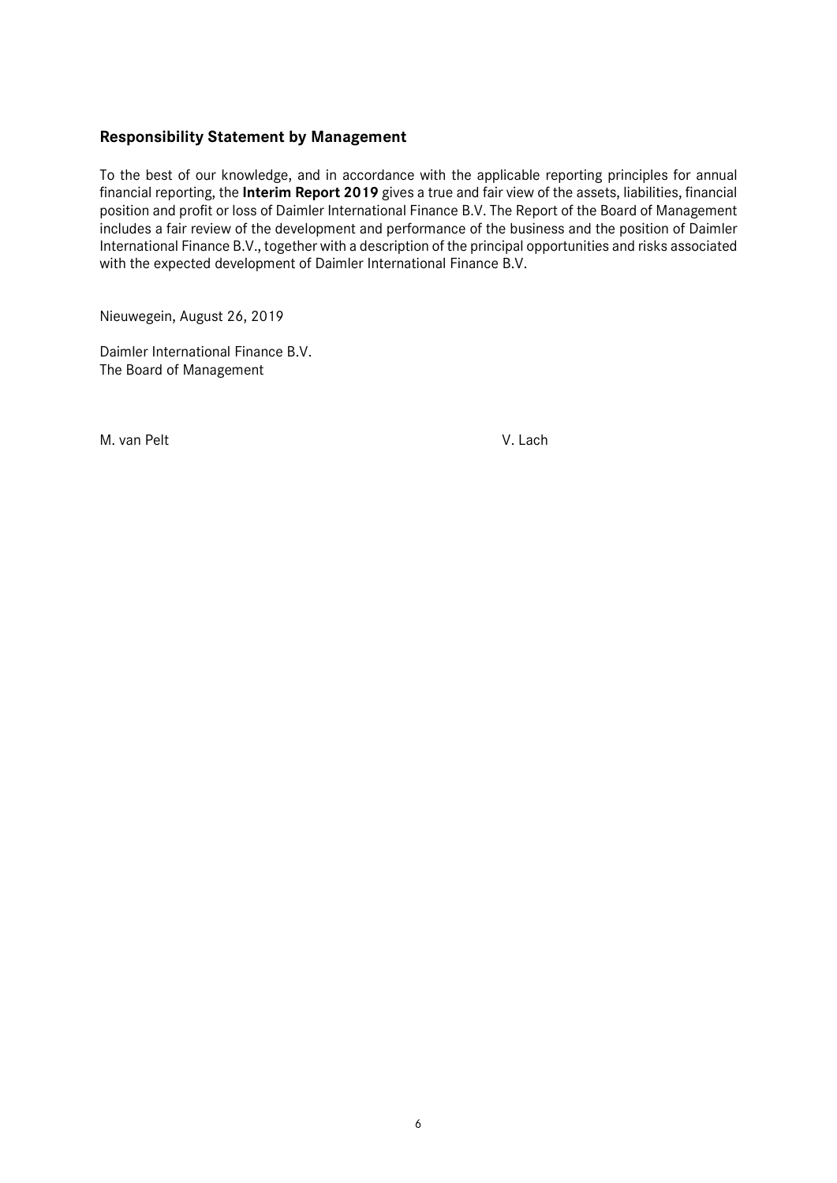## Responsibility Statement by Management

To the best of our knowledge, and in accordance with the applicable reporting principles for annual financial reporting, the **Interim Report 2019** gives a true and fair view of the assets, liabilities, financial position and profit or loss of Daimler International Finance B.V. The Report of the Board of Management includes a fair review of the development and performance of the business and the position of Daimler International Finance B.V., together with a description of the principal opportunities and risks associated with the expected development of Daimler International Finance B.V.

Nieuwegein, August 26, 2019

Daimler International Finance B.V.
The Board of Management

M. van Pelt                                                                 V. Lach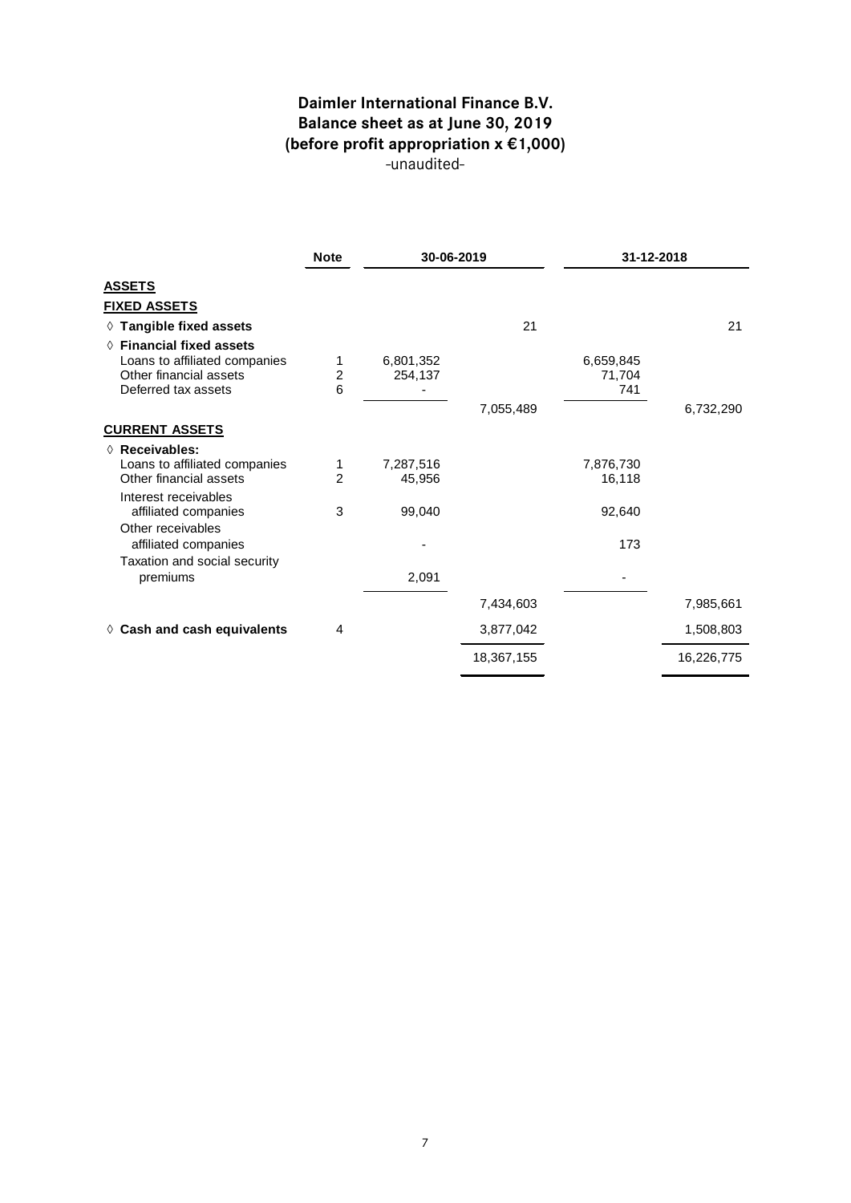# Daimler International Finance B.V.
## Balance sheet as at June 30, 2019
## (before profit appropriation x €1,000)
-unaudited-

| | Note | 30-06-2019 | | 31-12-2018 | |
|---|---|---|---|---|---|
| **ASSETS** | | | | | |
| **FIXED ASSETS** | | | | | |
| ◊ **Tangible fixed assets** | | | 21 | | 21 |
| ◊ **Financial fixed assets** | | | | | |
| Loans to affiliated companies | 1 | 6,801,352 | | 6,659,845 | |
| Other financial assets | 2 | 254,137 | | 71,704 | |
| Deferred tax assets | 6 | - | | 741 | |
| | | | 7,055,489 | | 6,732,290 |
| **CURRENT ASSETS** | | | | | |
| ◊ **Receivables:** | | | | | |
| Loans to affiliated companies | 1 | 7,287,516 | | 7,876,730 | |
| Other financial assets | 2 | 45,956 | | 16,118 | |
| Interest receivables affiliated companies | 3 | 99,040 | | 92,640 | |
| Other receivables affiliated companies | | - | | 173 | |
| Taxation and social security premiums | | 2,091 | | - | |
| | | | 7,434,603 | | 7,985,661 |
| ◊ **Cash and cash equivalents** | 4 | | 3,877,042 | | 1,508,803 |
| | | | 18,367,155 | | 16,226,775 |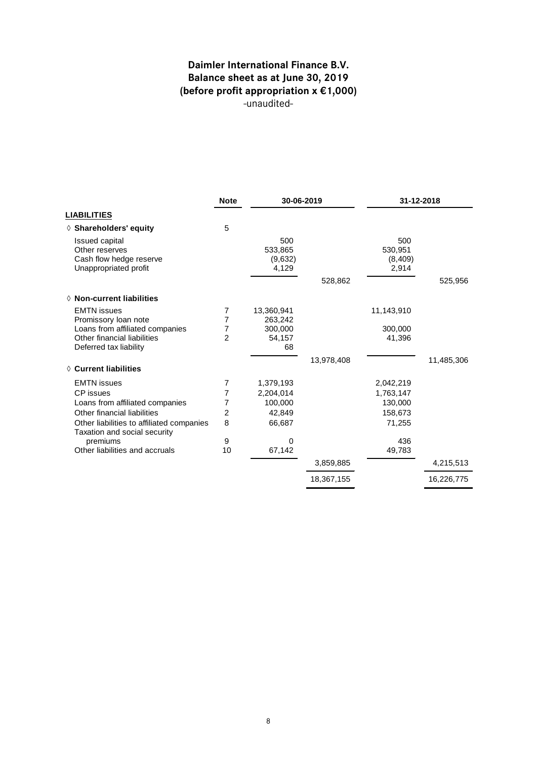# Daimler International Finance B.V.
## Balance sheet as at June 30, 2019
## (before profit appropriation x €1,000)

-unaudited-

| | Note | 30-06-2019 | | 31-12-2018 | |
|---|---|---|---|---|---|
| **LIABILITIES** | | | | | |
| ◊ **Shareholders' equity** | 5 | | | | |
| Issued capital | | 500 | | 500 | |
| Other reserves | | 533,865 | | 530,951 | |
| Cash flow hedge reserve | | (9,632) | | (8,409) | |
| Unappropriated profit | | 4,129 | | 2,914 | |
| | | | 528,862 | | 525,956 |
| ◊ **Non-current liabilities** | | | | | |
| EMTN issues | 7 | 13,360,941 | | 11,143,910 | |
| Promissory loan note | 7 | 263,242 | | | |
| Loans from affiliated companies | 7 | 300,000 | | 300,000 | |
| Other financial liabilities | 2 | 54,157 | | 41,396 | |
| Deferred tax liability | | 68 | | | |
| | | | 13,978,408 | | 11,485,306 |
| ◊ **Current liabilities** | | | | | |
| EMTN issues | 7 | 1,379,193 | | 2,042,219 | |
| CP issues | 7 | 2,204,014 | | 1,763,147 | |
| Loans from affiliated companies | 7 | 100,000 | | 130,000 | |
| Other financial liabilities | 2 | 42,849 | | 158,673 | |
| Other liabilities to affiliated companies | 8 | 66,687 | | 71,255 | |
| Taxation and social security premiums | 9 | 0 | | 436 | |
| Other liabilities and accruals | 10 | 67,142 | | 49,783 | |
| | | | 3,859,885 | | 4,215,513 |
| | | | 18,367,155 | | 16,226,775 |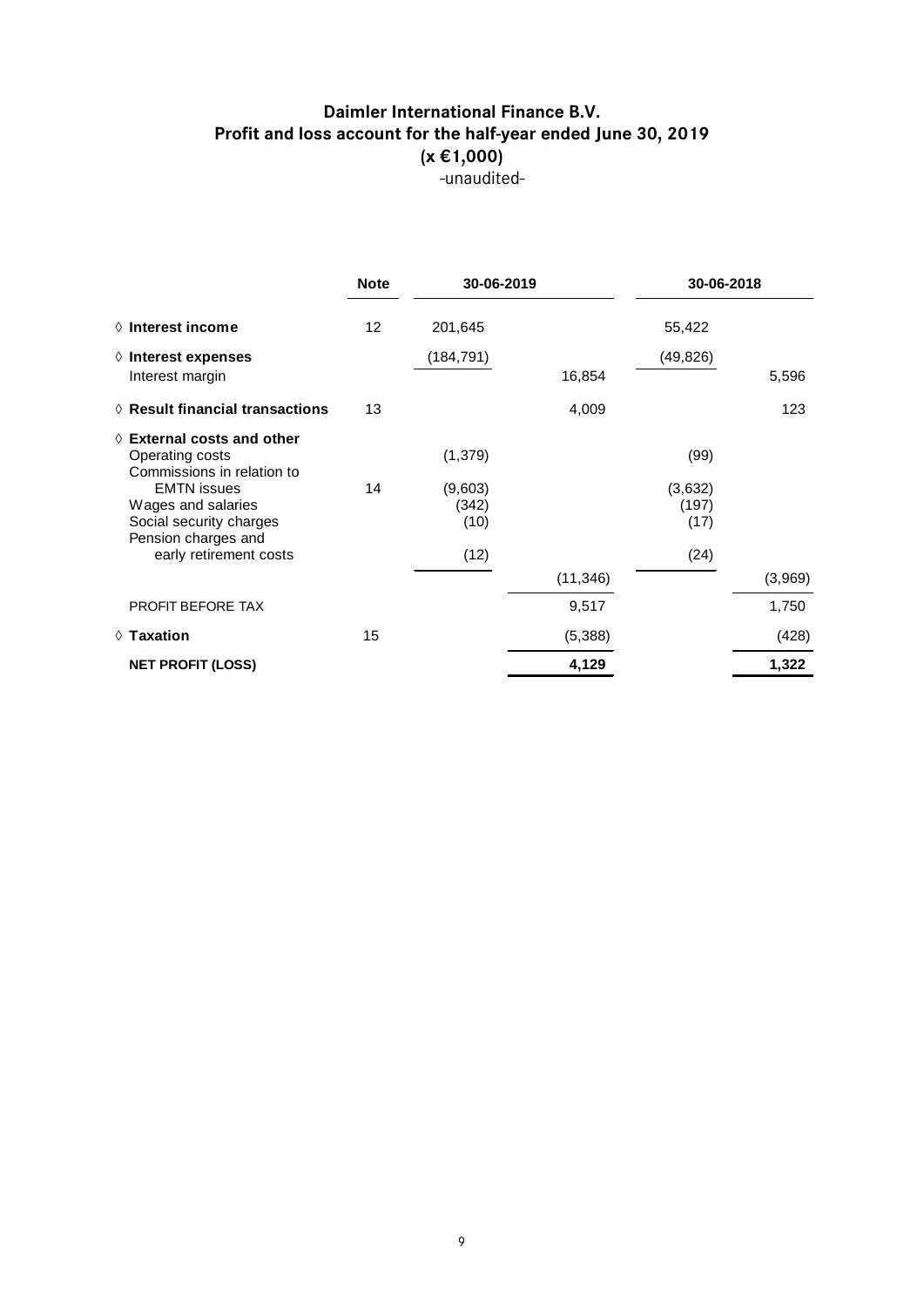# Daimler International Finance B.V.
## Profit and loss account for the half-year ended June 30, 2019
### (x €1,000)
-unaudited-

| | Note | 30-06-2019 | | 30-06-2018 | |
|---|---|---|---|---|---|
| ◊ **Interest income** | 12 | 201,645 | | 55,422 | |
| ◊ **Interest expenses** | | (184,791) | | (49,826) | |
| Interest margin | | | 16,854 | | 5,596 |
| ◊ **Result financial transactions** | 13 | | 4,009 | | 123 |
| ◊ **External costs and other** | | | | | |
| Operating costs | | (1,379) | | (99) | |
| Commissions in relation to EMTN issues | 14 | (9,603) | | (3,632) | |
| Wages and salaries | | (342) | | (197) | |
| Social security charges | | (10) | | (17) | |
| Pension charges and early retirement costs | | (12) | | (24) | |
| | | | (11,346) | | (3,969) |
| PROFIT BEFORE TAX | | | 9,517 | | 1,750 |
| ◊ **Taxation** | 15 | | (5,388) | | (428) |
| **NET PROFIT (LOSS)** | | | **4,129** | | **1,322** |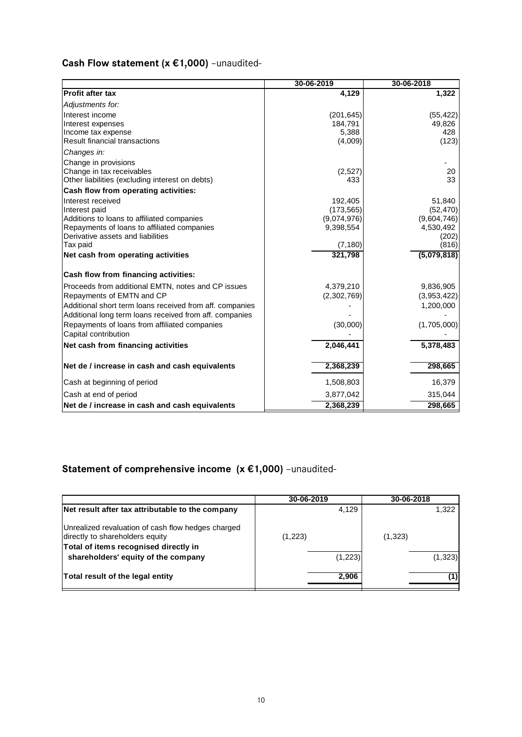## **Cash Flow statement (x €1,000)** –unaudited-

| | 30-06-2019 | 30-06-2018 |
|---|---|---|
| **Profit after tax** | **4,129** | **1,322** |
| *Adjustments for:* | | |
| Interest income | (201,645) | (55,422) |
| Interest expenses | 184,791 | 49,826 |
| Income tax expense | 5,388 | 428 |
| Result financial transactions | (4,009) | (123) |
| *Changes in:* | | |
| Change in provisions | | - |
| Change in tax receivables | (2,527) | 20 |
| Other liabilities (excluding interest on debts) | 433 | 33 |
| **Cash flow from operating activities:** | | |
| Interest received | 192,405 | 51,840 |
| Interest paid | (173,565) | (52,470) |
| Additions to loans to affiliated companies | (9,074,976) | (9,604,746) |
| Repayments of loans to affiliated companies | 9,398,554 | 4,530,492 |
| Derivative assets and liabilities | | (202) |
| Tax paid | (7,180) | (816) |
| **Net cash from operating activities** | **321,798** | **(5,079,818)** |
| **Cash flow from financing activities:** | | |
| Proceeds from additional EMTN, notes and CP issues | 4,379,210 | 9,836,905 |
| Repayments of EMTN and CP | (2,302,769) | (3,953,422) |
| Additional short term loans received from aff. companies | - | 1,200,000 |
| Additional long term loans received from aff. companies | - | - |
| Repayments of loans from affiliated companies | (30,000) | (1,705,000) |
| Capital contribution | - | - |
| **Net cash from financing activities** | **2,046,441** | **5,378,483** |
| **Net de / increase in cash and cash equivalents** | **2,368,239** | **298,665** |
| Cash at beginning of period | 1,508,803 | 16,379 |
| Cash at end of period | 3,877,042 | 315,044 |
| **Net de / increase in cash and cash equivalents** | **2,368,239** | **298,665** |

## **Statement of comprehensive income (x €1,000)** –unaudited-

| | 30-06-2019 | | 30-06-2018 | |
|---|---|---|---|---|
| **Net result after tax attributable to the company** | | 4,129 | | 1,322 |
| Unrealized revaluation of cash flow hedges charged directly to shareholders equity | (1,223) | | (1,323) | |
| **Total of items recognised directly in shareholders' equity of the company** | | (1,223) | | (1,323) |
| **Total result of the legal entity** | | **2,906** | | **(1)** |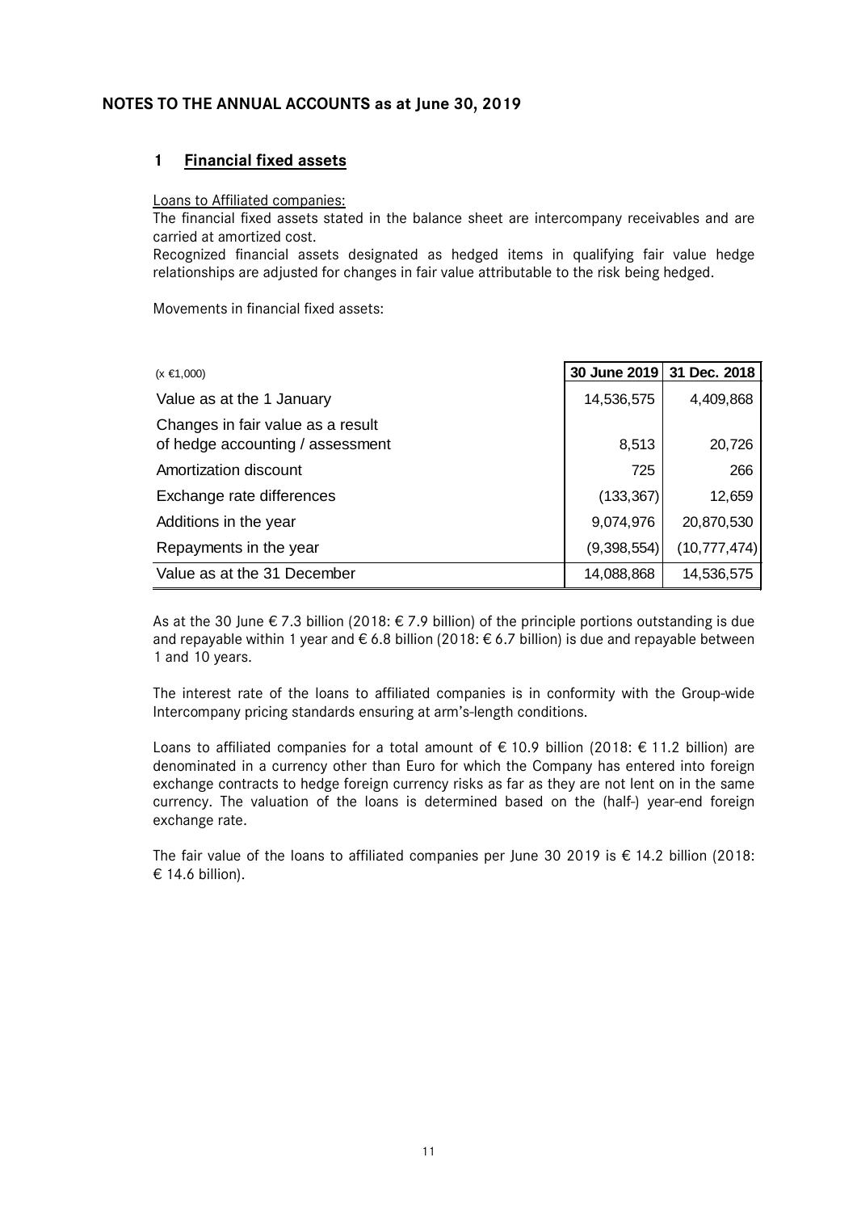## NOTES TO THE ANNUAL ACCOUNTS as at June 30, 2019

### 1 Financial fixed assets

Loans to Affiliated companies:

The financial fixed assets stated in the balance sheet are intercompany receivables and are carried at amortized cost.

Recognized financial assets designated as hedged items in qualifying fair value hedge relationships are adjusted for changes in fair value attributable to the risk being hedged.

Movements in financial fixed assets:

| (x €1,000) | 30 June 2019 | 31 Dec. 2018 |
|---|---|---|
| Value as at the 1 January | 14,536,575 | 4,409,868 |
| Changes in fair value as a result of hedge accounting / assessment | 8,513 | 20,726 |
| Amortization discount | 725 | 266 |
| Exchange rate differences | (133,367) | 12,659 |
| Additions in the year | 9,074,976 | 20,870,530 |
| Repayments in the year | (9,398,554) | (10,777,474) |
| Value as at the 31 December | 14,088,868 | 14,536,575 |

As at the 30 June € 7.3 billion (2018: € 7.9 billion) of the principle portions outstanding is due and repayable within 1 year and € 6.8 billion (2018: € 6.7 billion) is due and repayable between 1 and 10 years.

The interest rate of the loans to affiliated companies is in conformity with the Group-wide Intercompany pricing standards ensuring at arm's-length conditions.

Loans to affiliated companies for a total amount of € 10.9 billion (2018: € 11.2 billion) are denominated in a currency other than Euro for which the Company has entered into foreign exchange contracts to hedge foreign currency risks as far as they are not lent on in the same currency. The valuation of the loans is determined based on the (half-) year-end foreign exchange rate.

The fair value of the loans to affiliated companies per June 30 2019 is € 14.2 billion (2018: € 14.6 billion).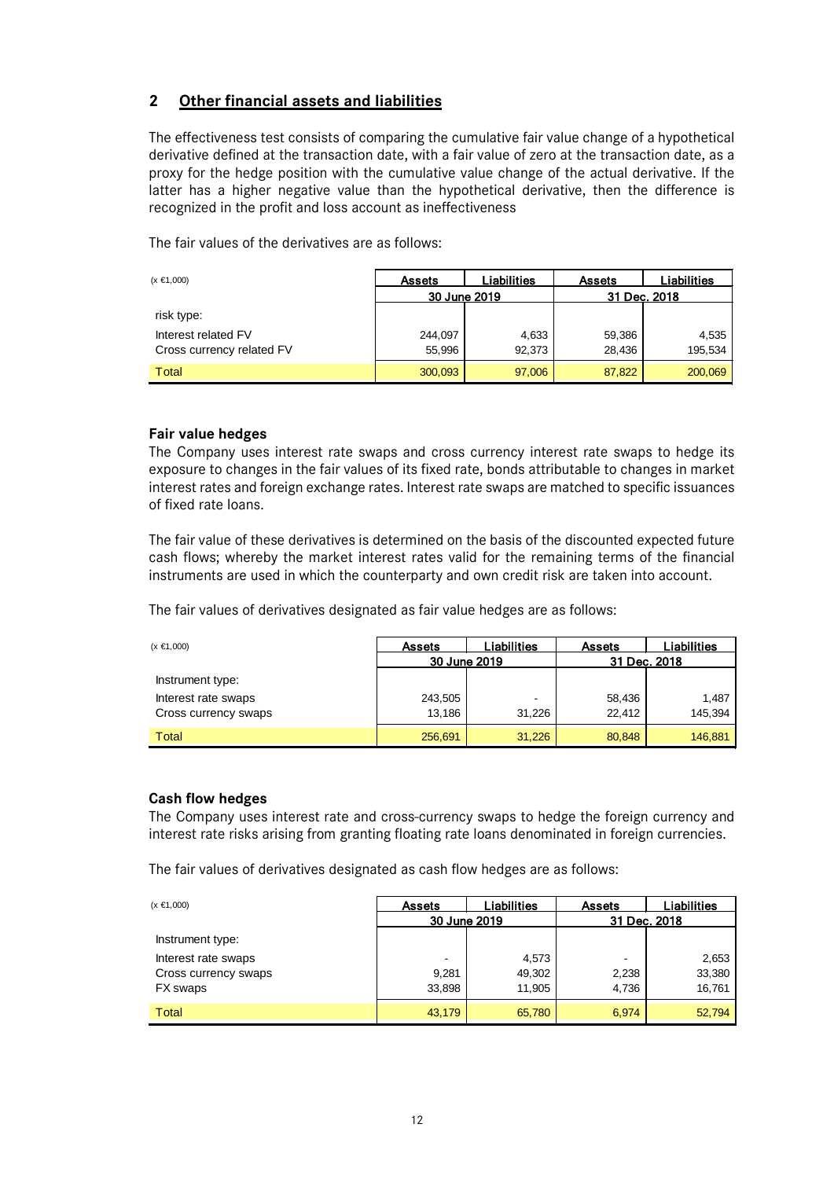## 2 Other financial assets and liabilities

The effectiveness test consists of comparing the cumulative fair value change of a hypothetical derivative defined at the transaction date, with a fair value of zero at the transaction date, as a proxy for the hedge position with the cumulative value change of the actual derivative. If the latter has a higher negative value than the hypothetical derivative, then the difference is recognized in the profit and loss account as ineffectiveness

The fair values of the derivatives are as follows:

| (x €1,000) | Assets | Liabilities | Assets | Liabilities |
|---|---|---|---|---|
| | 30 June 2019 | | 31 Dec. 2018 | |
| risk type: | | | | |
| Interest related FV | 244,097 | 4,633 | 59,386 | 4,535 |
| Cross currency related FV | 55,996 | 92,373 | 28,436 | 195,534 |
| Total | 300,093 | 97,006 | 87,822 | 200,069 |

### Fair value hedges

The Company uses interest rate swaps and cross currency interest rate swaps to hedge its exposure to changes in the fair values of its fixed rate, bonds attributable to changes in market interest rates and foreign exchange rates. Interest rate swaps are matched to specific issuances of fixed rate loans.

The fair value of these derivatives is determined on the basis of the discounted expected future cash flows; whereby the market interest rates valid for the remaining terms of the financial instruments are used in which the counterparty and own credit risk are taken into account.

The fair values of derivatives designated as fair value hedges are as follows:

| (x €1,000) | Assets | Liabilities | Assets | Liabilities |
|---|---|---|---|---|
| | 30 June 2019 | | 31 Dec. 2018 | |
| Instrument type: | | | | |
| Interest rate swaps | 243,505 | - | 58,436 | 1,487 |
| Cross currency swaps | 13,186 | 31,226 | 22,412 | 145,394 |
| Total | 256,691 | 31,226 | 80,848 | 146,881 |

### Cash flow hedges

The Company uses interest rate and cross-currency swaps to hedge the foreign currency and interest rate risks arising from granting floating rate loans denominated in foreign currencies.

The fair values of derivatives designated as cash flow hedges are as follows:

| (x €1,000) | Assets | Liabilities | Assets | Liabilities |
|---|---|---|---|---|
| | 30 June 2019 | | 31 Dec. 2018 | |
| Instrument type: | | | | |
| Interest rate swaps | - | 4,573 | - | 2,653 |
| Cross currency swaps | 9,281 | 49,302 | 2,238 | 33,380 |
| FX swaps | 33,898 | 11,905 | 4,736 | 16,761 |
| Total | 43,179 | 65,780 | 6,974 | 52,794 |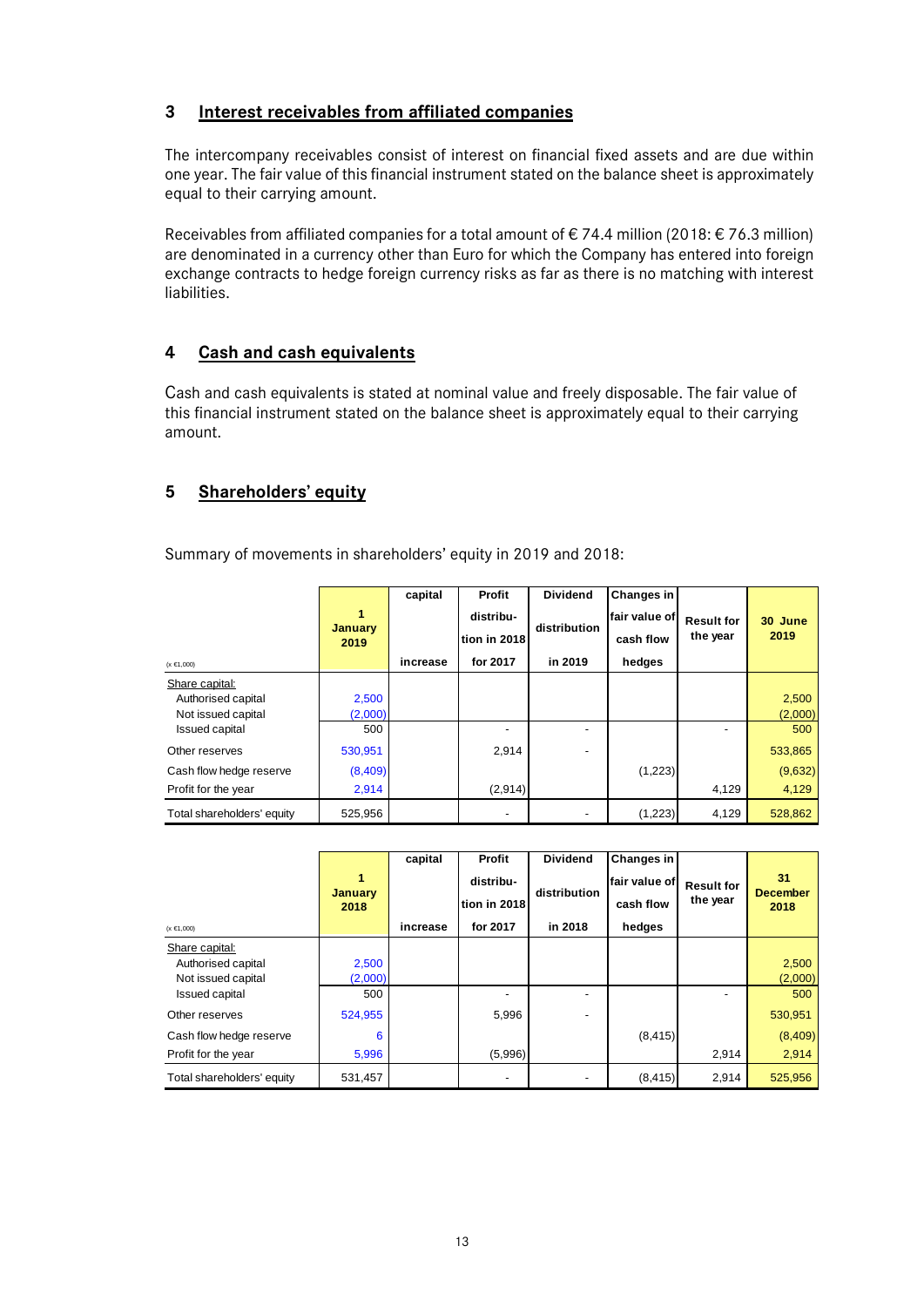## 3 Interest receivables from affiliated companies

The intercompany receivables consist of interest on financial fixed assets and are due within one year. The fair value of this financial instrument stated on the balance sheet is approximately equal to their carrying amount.

Receivables from affiliated companies for a total amount of € 74.4 million (2018: € 76.3 million) are denominated in a currency other than Euro for which the Company has entered into foreign exchange contracts to hedge foreign currency risks as far as there is no matching with interest liabilities.

## 4 Cash and cash equivalents

Cash and cash equivalents is stated at nominal value and freely disposable. The fair value of this financial instrument stated on the balance sheet is approximately equal to their carrying amount.

## 5 Shareholders' equity

Summary of movements in shareholders' equity in 2019 and 2018:

| (x €1,000) | 1 January 2019 | capital increase | Profit distribution in 2018 for 2017 | Dividend distribution in 2019 | Changes in fair value of cash flow hedges | Result for the year | 30 June 2019 |
|---|---|---|---|---|---|---|---|
| Share capital: | | | | | | | |
| Authorised capital | 2,500 | | | | | | 2,500 |
| Not issued capital | (2,000) | | | | | | (2,000) |
| Issued capital | 500 | | - | - | | - | 500 |
| Other reserves | 530,951 | | 2,914 | - | | | 533,865 |
| Cash flow hedge reserve | (8,409) | | | | (1,223) | | (9,632) |
| Profit for the year | 2,914 | | (2,914) | | | 4,129 | 4,129 |
| Total shareholders' equity | 525,956 | | - | - | (1,223) | 4,129 | 528,862 |

| (x €1,000) | 1 January 2018 | capital increase | Profit distribution in 2018 for 2017 | Dividend distribution in 2018 | Changes in fair value of cash flow hedges | Result for the year | 31 December 2018 |
|---|---|---|---|---|---|---|---|
| Share capital: | | | | | | | |
| Authorised capital | 2,500 | | | | | | 2,500 |
| Not issued capital | (2,000) | | | | | | (2,000) |
| Issued capital | 500 | | - | - | | - | 500 |
| Other reserves | 524,955 | | 5,996 | - | | | 530,951 |
| Cash flow hedge reserve | 6 | | | | (8,415) | | (8,409) |
| Profit for the year | 5,996 | | (5,996) | | | 2,914 | 2,914 |
| Total shareholders' equity | 531,457 | | - | - | (8,415) | 2,914 | 525,956 |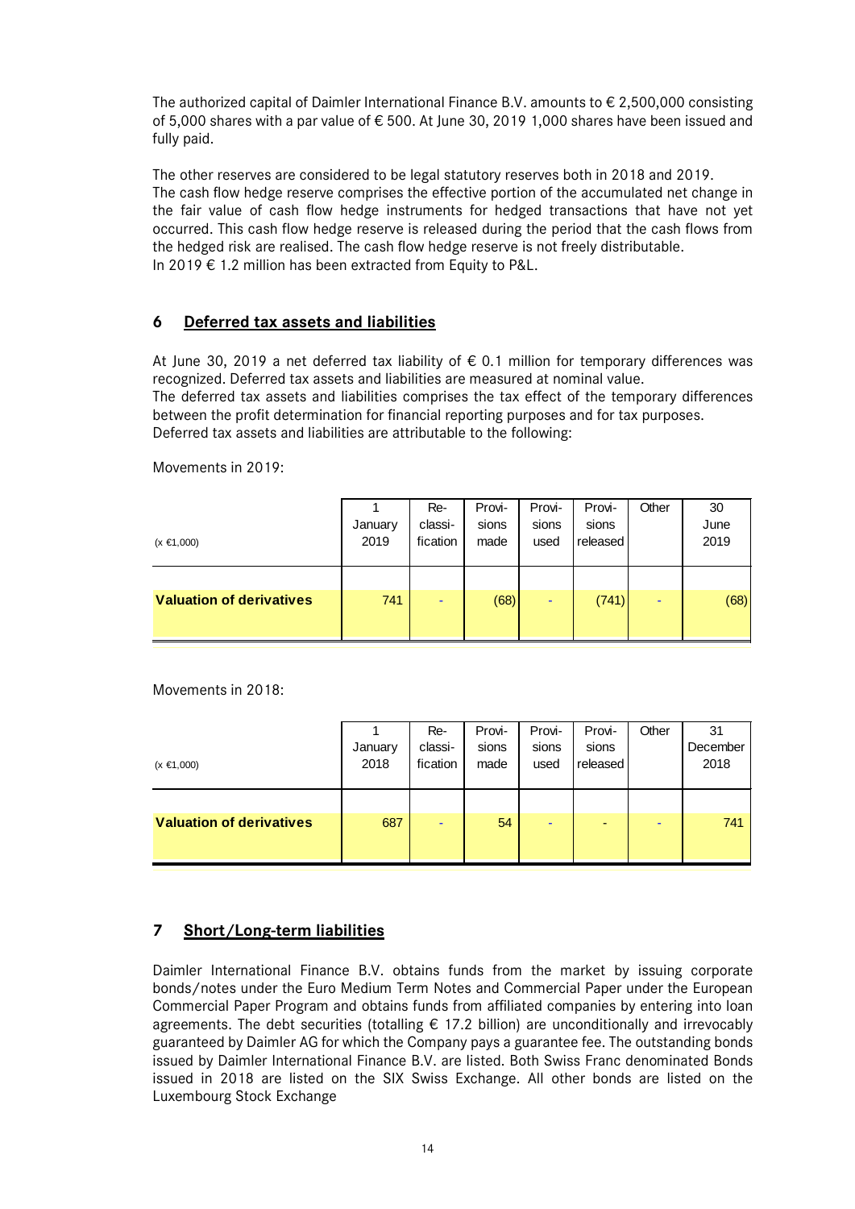The authorized capital of Daimler International Finance B.V. amounts to € 2,500,000 consisting of 5,000 shares with a par value of € 500. At June 30, 2019 1,000 shares have been issued and fully paid.

The other reserves are considered to be legal statutory reserves both in 2018 and 2019.
The cash flow hedge reserve comprises the effective portion of the accumulated net change in the fair value of cash flow hedge instruments for hedged transactions that have not yet occurred. This cash flow hedge reserve is released during the period that the cash flows from the hedged risk are realised. The cash flow hedge reserve is not freely distributable.
In 2019 € 1.2 million has been extracted from Equity to P&L.

## 6 Deferred tax assets and liabilities

At June 30, 2019 a net deferred tax liability of € 0.1 million for temporary differences was recognized. Deferred tax assets and liabilities are measured at nominal value.
The deferred tax assets and liabilities comprises the tax effect of the temporary differences between the profit determination for financial reporting purposes and for tax purposes.
Deferred tax assets and liabilities are attributable to the following:

Movements in 2019:

| (x €1,000) | 1 January 2019 | Re-classi-fication | Provi-sions made | Provi-sions used | Provi-sions released | Other | 30 June 2019 |
|---|---|---|---|---|---|---|---|
| **Valuation of derivatives** | 741 | - | (68) | - | (741) | - | (68) |

Movements in 2018:

| (x €1,000) | 1 January 2018 | Re-classi-fication | Provi-sions made | Provi-sions used | Provi-sions released | Other | 31 December 2018 |
|---|---|---|---|---|---|---|---|
| **Valuation of derivatives** | 687 | - | 54 | - | - | - | 741 |

## 7 Short/Long-term liabilities

Daimler International Finance B.V. obtains funds from the market by issuing corporate bonds/notes under the Euro Medium Term Notes and Commercial Paper under the European Commercial Paper Program and obtains funds from affiliated companies by entering into loan agreements. The debt securities (totalling € 17.2 billion) are unconditionally and irrevocably guaranteed by Daimler AG for which the Company pays a guarantee fee. The outstanding bonds issued by Daimler International Finance B.V. are listed. Both Swiss Franc denominated Bonds issued in 2018 are listed on the SIX Swiss Exchange. All other bonds are listed on the Luxembourg Stock Exchange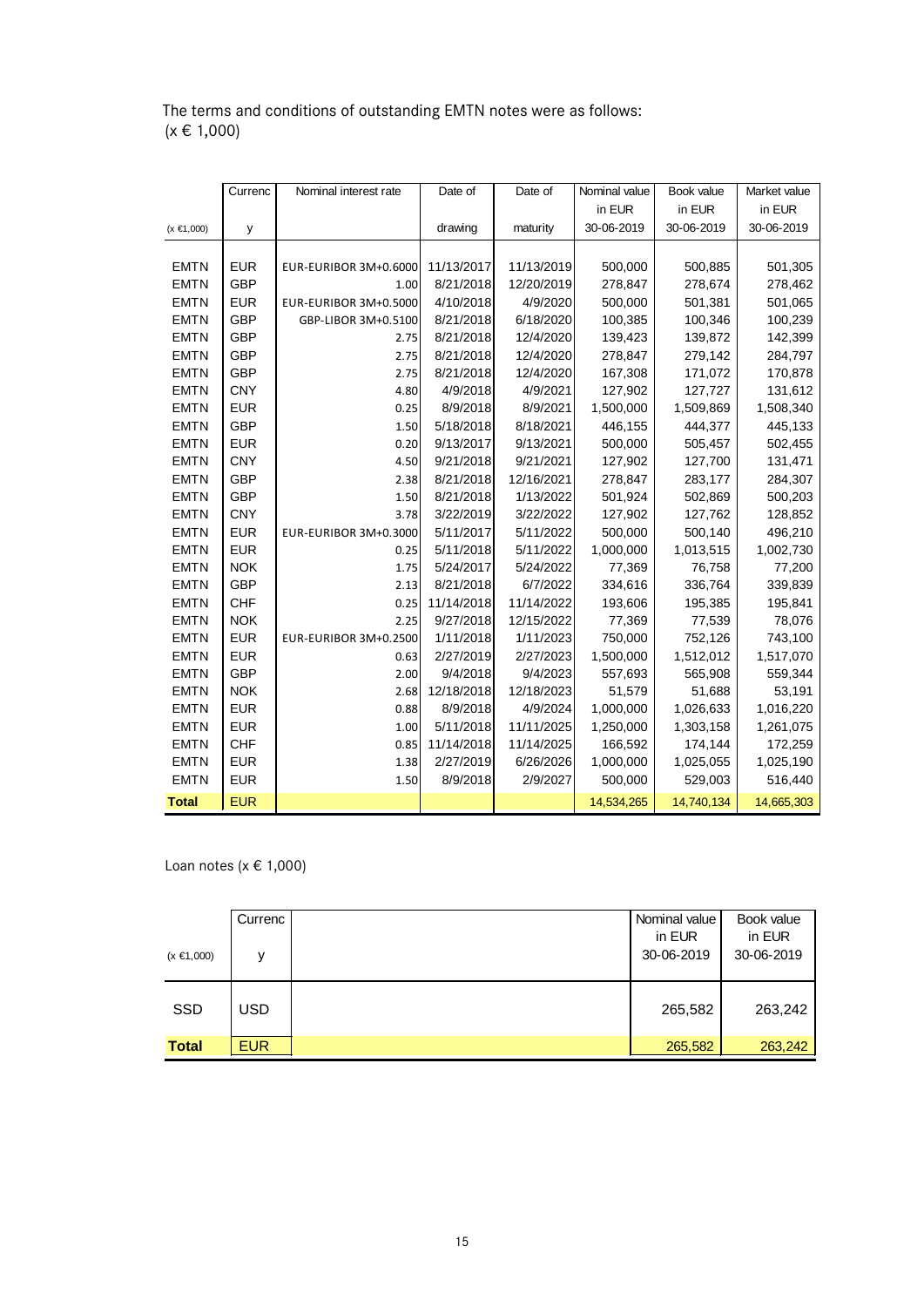The terms and conditions of outstanding EMTN notes were as follows:
(x € 1,000)

| (x €1,000) | Currency | Nominal interest rate | Date of drawing | Date of maturity | Nominal value in EUR 30-06-2019 | Book value in EUR 30-06-2019 | Market value in EUR 30-06-2019 |
|---|---|---|---|---|---|---|---|
| EMTN | EUR | EUR-EURIBOR 3M+0.6000 | 11/13/2017 | 11/13/2019 | 500,000 | 500,885 | 501,305 |
| EMTN | GBP | 1.00 | 8/21/2018 | 12/20/2019 | 278,847 | 278,674 | 278,462 |
| EMTN | EUR | EUR-EURIBOR 3M+0.5000 | 4/10/2018 | 4/9/2020 | 500,000 | 501,381 | 501,065 |
| EMTN | GBP | GBP-LIBOR 3M+0.5100 | 8/21/2018 | 6/18/2020 | 100,385 | 100,346 | 100,239 |
| EMTN | GBP | 2.75 | 8/21/2018 | 12/4/2020 | 139,423 | 139,872 | 142,399 |
| EMTN | GBP | 2.75 | 8/21/2018 | 12/4/2020 | 278,847 | 279,142 | 284,797 |
| EMTN | GBP | 2.75 | 8/21/2018 | 12/4/2020 | 167,308 | 171,072 | 170,878 |
| EMTN | CNY | 4.80 | 4/9/2018 | 4/9/2021 | 127,902 | 127,727 | 131,612 |
| EMTN | EUR | 0.25 | 8/9/2018 | 8/9/2021 | 1,500,000 | 1,509,869 | 1,508,340 |
| EMTN | GBP | 1.50 | 5/18/2018 | 8/18/2021 | 446,155 | 444,377 | 445,133 |
| EMTN | EUR | 0.20 | 9/13/2017 | 9/13/2021 | 500,000 | 505,457 | 502,455 |
| EMTN | CNY | 4.50 | 9/21/2018 | 9/21/2021 | 127,902 | 127,700 | 131,471 |
| EMTN | GBP | 2.38 | 8/21/2018 | 12/16/2021 | 278,847 | 283,177 | 284,307 |
| EMTN | GBP | 1.50 | 8/21/2018 | 1/13/2022 | 501,924 | 502,869 | 500,203 |
| EMTN | CNY | 3.78 | 3/22/2019 | 3/22/2022 | 127,902 | 127,762 | 128,852 |
| EMTN | EUR | EUR-EURIBOR 3M+0.3000 | 5/11/2017 | 5/11/2022 | 500,000 | 500,140 | 496,210 |
| EMTN | EUR | 0.25 | 5/11/2018 | 5/11/2022 | 1,000,000 | 1,013,515 | 1,002,730 |
| EMTN | NOK | 1.75 | 5/24/2017 | 5/24/2022 | 77,369 | 76,758 | 77,200 |
| EMTN | GBP | 2.13 | 8/21/2018 | 6/7/2022 | 334,616 | 336,764 | 339,839 |
| EMTN | CHF | 0.25 | 11/14/2018 | 11/14/2022 | 193,606 | 195,385 | 195,841 |
| EMTN | NOK | 2.25 | 9/27/2018 | 12/15/2022 | 77,369 | 77,539 | 78,076 |
| EMTN | EUR | EUR-EURIBOR 3M+0.2500 | 1/11/2018 | 1/11/2023 | 750,000 | 752,126 | 743,100 |
| EMTN | EUR | 0.63 | 2/27/2019 | 2/27/2023 | 1,500,000 | 1,512,012 | 1,517,070 |
| EMTN | GBP | 2.00 | 9/4/2018 | 9/4/2023 | 557,693 | 565,908 | 559,344 |
| EMTN | NOK | 2.68 | 12/18/2018 | 12/18/2023 | 51,579 | 51,688 | 53,191 |
| EMTN | EUR | 0.88 | 8/9/2018 | 4/9/2024 | 1,000,000 | 1,026,633 | 1,016,220 |
| EMTN | EUR | 1.00 | 5/11/2018 | 11/11/2025 | 1,250,000 | 1,303,158 | 1,261,075 |
| EMTN | CHF | 0.85 | 11/14/2018 | 11/14/2025 | 166,592 | 174,144 | 172,259 |
| EMTN | EUR | 1.38 | 2/27/2019 | 6/26/2026 | 1,000,000 | 1,025,055 | 1,025,190 |
| EMTN | EUR | 1.50 | 8/9/2018 | 2/9/2027 | 500,000 | 529,003 | 516,440 |
| **Total** | EUR | | | | 14,534,265 | 14,740,134 | 14,665,303 |

Loan notes (x € 1,000)

| (x €1,000) | Currency | | Nominal value in EUR 30-06-2019 | Book value in EUR 30-06-2019 |
|---|---|---|---|---|
| SSD | USD | | 265,582 | 263,242 |
| **Total** | EUR | | 265,582 | 263,242 |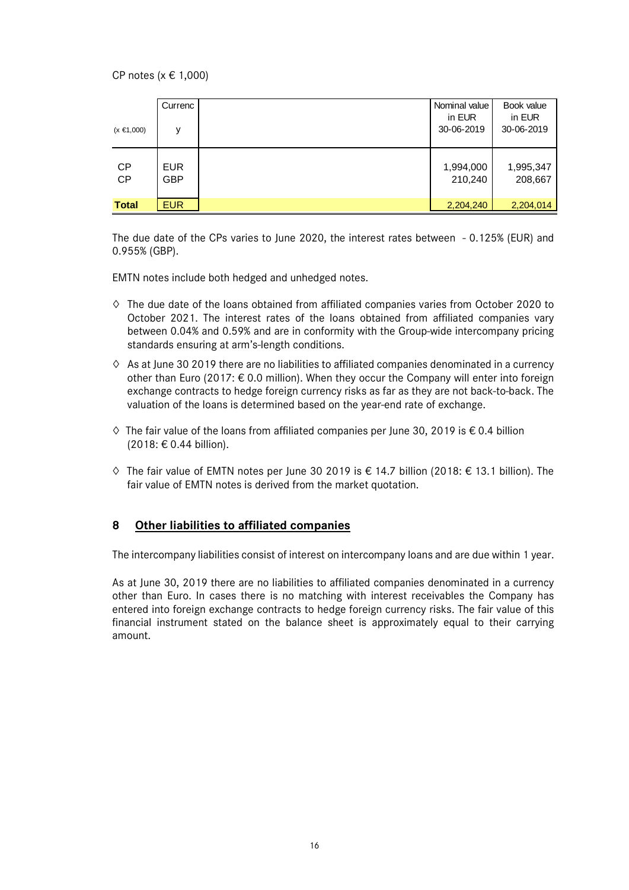CP notes (x € 1,000)

| (x €1,000) | Currency | | Nominal value in EUR 30-06-2019 | Book value in EUR 30-06-2019 |
|---|---|---|---|---|
| CP | EUR | | 1,994,000 | 1,995,347 |
| CP | GBP | | 210,240 | 208,667 |
| **Total** | EUR | | 2,204,240 | 2,204,014 |

The due date of the CPs varies to June 2020, the interest rates between - 0.125% (EUR) and 0.955% (GBP).

EMTN notes include both hedged and unhedged notes.

- ◊ The due date of the loans obtained from affiliated companies varies from October 2020 to October 2021. The interest rates of the loans obtained from affiliated companies vary between 0.04% and 0.59% and are in conformity with the Group-wide intercompany pricing standards ensuring at arm's-length conditions.
- ◊ As at June 30 2019 there are no liabilities to affiliated companies denominated in a currency other than Euro (2017: € 0.0 million). When they occur the Company will enter into foreign exchange contracts to hedge foreign currency risks as far as they are not back-to-back. The valuation of the loans is determined based on the year-end rate of exchange.
- ◊ The fair value of the loans from affiliated companies per June 30, 2019 is € 0.4 billion (2018: € 0.44 billion).
- ◊ The fair value of EMTN notes per June 30 2019 is € 14.7 billion (2018: € 13.1 billion). The fair value of EMTN notes is derived from the market quotation.

## 8 Other liabilities to affiliated companies

The intercompany liabilities consist of interest on intercompany loans and are due within 1 year.

As at June 30, 2019 there are no liabilities to affiliated companies denominated in a currency other than Euro. In cases there is no matching with interest receivables the Company has entered into foreign exchange contracts to hedge foreign currency risks. The fair value of this financial instrument stated on the balance sheet is approximately equal to their carrying amount.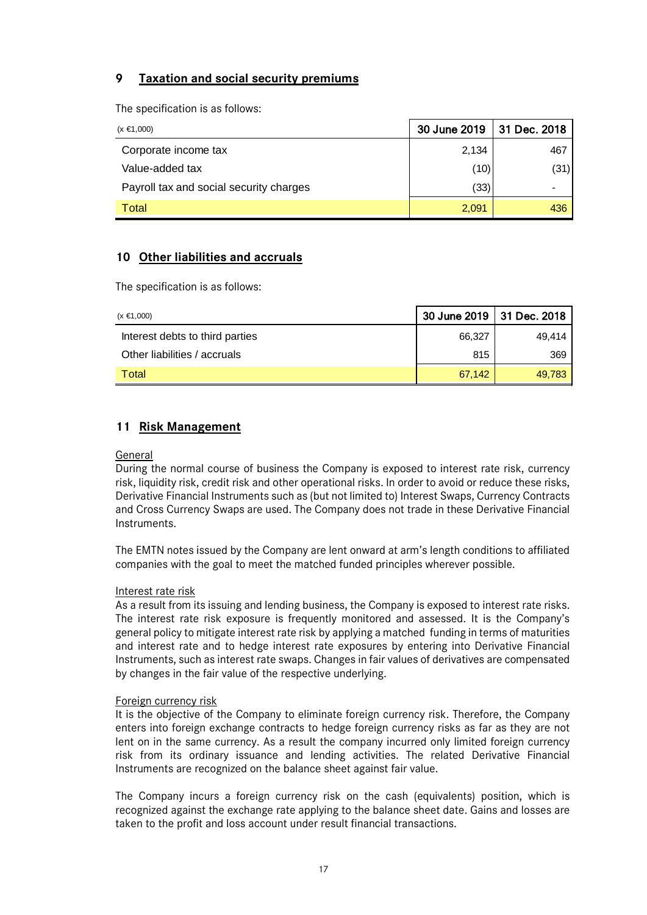## 9 Taxation and social security premiums

The specification is as follows:

| (x €1,000) | 30 June 2019 | 31 Dec. 2018 |
|---|---|---|
| Corporate income tax | 2,134 | 467 |
| Value-added tax | (10) | (31) |
| Payroll tax and social security charges | (33) | - |
| Total | 2,091 | 436 |

## 10 Other liabilities and accruals

The specification is as follows:

| (x €1,000) | 30 June 2019 | 31 Dec. 2018 |
|---|---|---|
| Interest debts to third parties | 66,327 | 49,414 |
| Other liabilities / accruals | 815 | 369 |
| Total | 67,142 | 49,783 |

## 11 Risk Management

General

During the normal course of business the Company is exposed to interest rate risk, currency risk, liquidity risk, credit risk and other operational risks. In order to avoid or reduce these risks, Derivative Financial Instruments such as (but not limited to) Interest Swaps, Currency Contracts and Cross Currency Swaps are used. The Company does not trade in these Derivative Financial Instruments.

The EMTN notes issued by the Company are lent onward at arm's length conditions to affiliated companies with the goal to meet the matched funded principles wherever possible.

Interest rate risk

As a result from its issuing and lending business, the Company is exposed to interest rate risks. The interest rate risk exposure is frequently monitored and assessed. It is the Company's general policy to mitigate interest rate risk by applying a matched funding in terms of maturities and interest rate and to hedge interest rate exposures by entering into Derivative Financial Instruments, such as interest rate swaps. Changes in fair values of derivatives are compensated by changes in the fair value of the respective underlying.

Foreign currency risk

It is the objective of the Company to eliminate foreign currency risk. Therefore, the Company enters into foreign exchange contracts to hedge foreign currency risks as far as they are not lent on in the same currency. As a result the company incurred only limited foreign currency risk from its ordinary issuance and lending activities. The related Derivative Financial Instruments are recognized on the balance sheet against fair value.

The Company incurs a foreign currency risk on the cash (equivalents) position, which is recognized against the exchange rate applying to the balance sheet date. Gains and losses are taken to the profit and loss account under result financial transactions.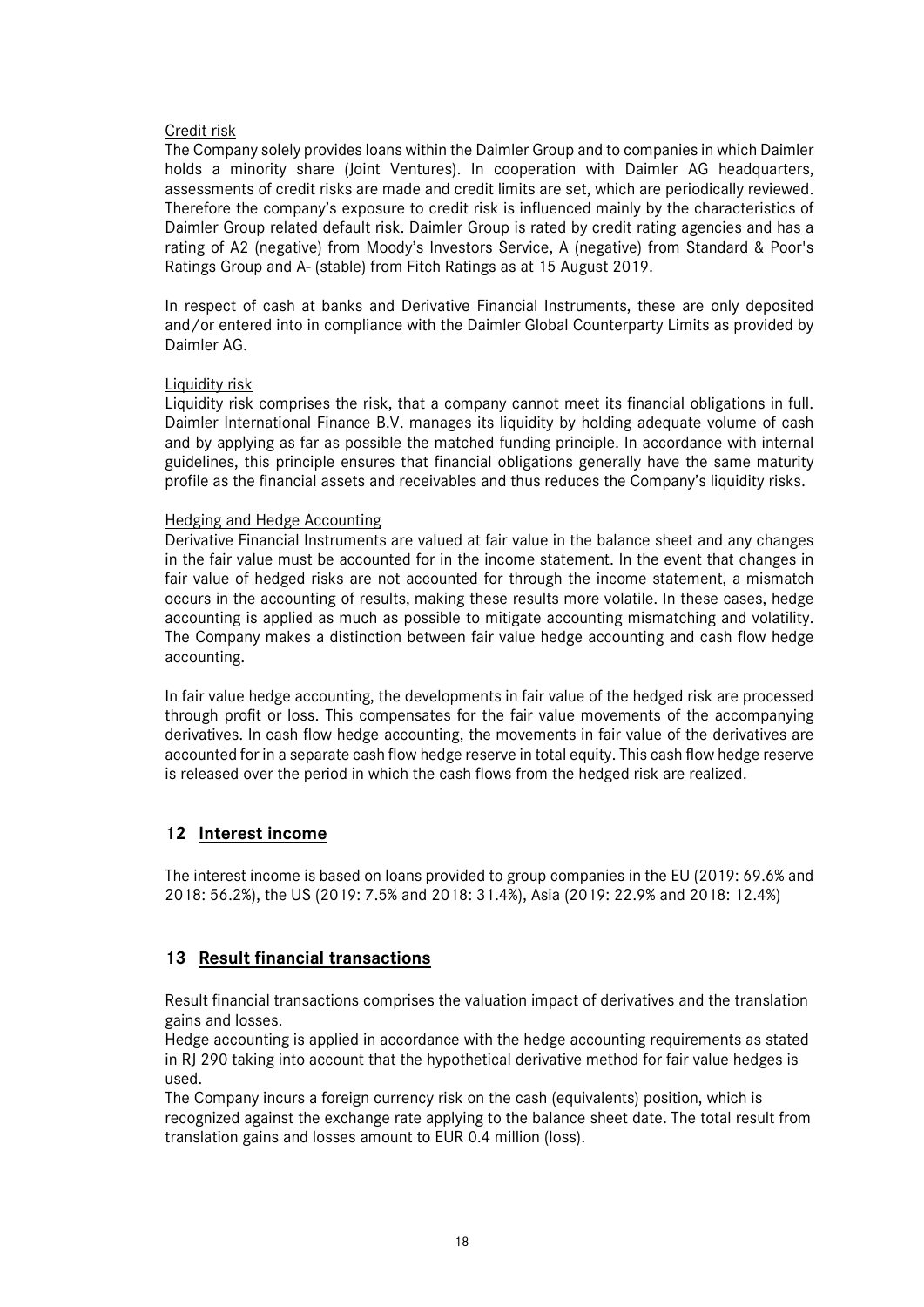Credit risk

The Company solely provides loans within the Daimler Group and to companies in which Daimler holds a minority share (Joint Ventures). In cooperation with Daimler AG headquarters, assessments of credit risks are made and credit limits are set, which are periodically reviewed. Therefore the company's exposure to credit risk is influenced mainly by the characteristics of Daimler Group related default risk. Daimler Group is rated by credit rating agencies and has a rating of A2 (negative) from Moody's Investors Service, A (negative) from Standard & Poor's Ratings Group and A- (stable) from Fitch Ratings as at 15 August 2019.

In respect of cash at banks and Derivative Financial Instruments, these are only deposited and/or entered into in compliance with the Daimler Global Counterparty Limits as provided by Daimler AG.

Liquidity risk

Liquidity risk comprises the risk, that a company cannot meet its financial obligations in full. Daimler International Finance B.V. manages its liquidity by holding adequate volume of cash and by applying as far as possible the matched funding principle. In accordance with internal guidelines, this principle ensures that financial obligations generally have the same maturity profile as the financial assets and receivables and thus reduces the Company's liquidity risks.

Hedging and Hedge Accounting

Derivative Financial Instruments are valued at fair value in the balance sheet and any changes in the fair value must be accounted for in the income statement. In the event that changes in fair value of hedged risks are not accounted for through the income statement, a mismatch occurs in the accounting of results, making these results more volatile. In these cases, hedge accounting is applied as much as possible to mitigate accounting mismatching and volatility. The Company makes a distinction between fair value hedge accounting and cash flow hedge accounting.

In fair value hedge accounting, the developments in fair value of the hedged risk are processed through profit or loss. This compensates for the fair value movements of the accompanying derivatives. In cash flow hedge accounting, the movements in fair value of the derivatives are accounted for in a separate cash flow hedge reserve in total equity. This cash flow hedge reserve is released over the period in which the cash flows from the hedged risk are realized.

## 12 Interest income

The interest income is based on loans provided to group companies in the EU (2019: 69.6% and 2018: 56.2%), the US (2019: 7.5% and 2018: 31.4%), Asia (2019: 22.9% and 2018: 12.4%)

## 13 Result financial transactions

Result financial transactions comprises the valuation impact of derivatives and the translation gains and losses.

Hedge accounting is applied in accordance with the hedge accounting requirements as stated in RJ 290 taking into account that the hypothetical derivative method for fair value hedges is used.

The Company incurs a foreign currency risk on the cash (equivalents) position, which is recognized against the exchange rate applying to the balance sheet date. The total result from translation gains and losses amount to EUR 0.4 million (loss).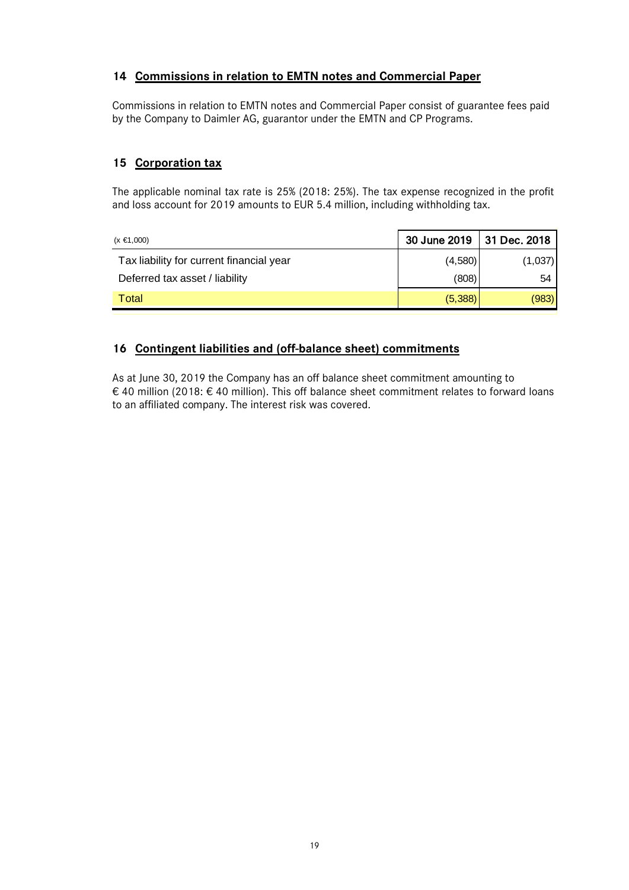## 14 Commissions in relation to EMTN notes and Commercial Paper

Commissions in relation to EMTN notes and Commercial Paper consist of guarantee fees paid by the Company to Daimler AG, guarantor under the EMTN and CP Programs.

## 15 Corporation tax

The applicable nominal tax rate is 25% (2018: 25%). The tax expense recognized in the profit and loss account for 2019 amounts to EUR 5.4 million, including withholding tax.

| (x €1,000) | 30 June 2019 | 31 Dec. 2018 |
|---|---|---|
| Tax liability for current financial year | (4,580) | (1,037) |
| Deferred tax asset / liability | (808) | 54 |
| Total | (5,388) | (983) |

## 16 Contingent liabilities and (off-balance sheet) commitments

As at June 30, 2019 the Company has an off balance sheet commitment amounting to € 40 million (2018: € 40 million). This off balance sheet commitment relates to forward loans to an affiliated company. The interest risk was covered.